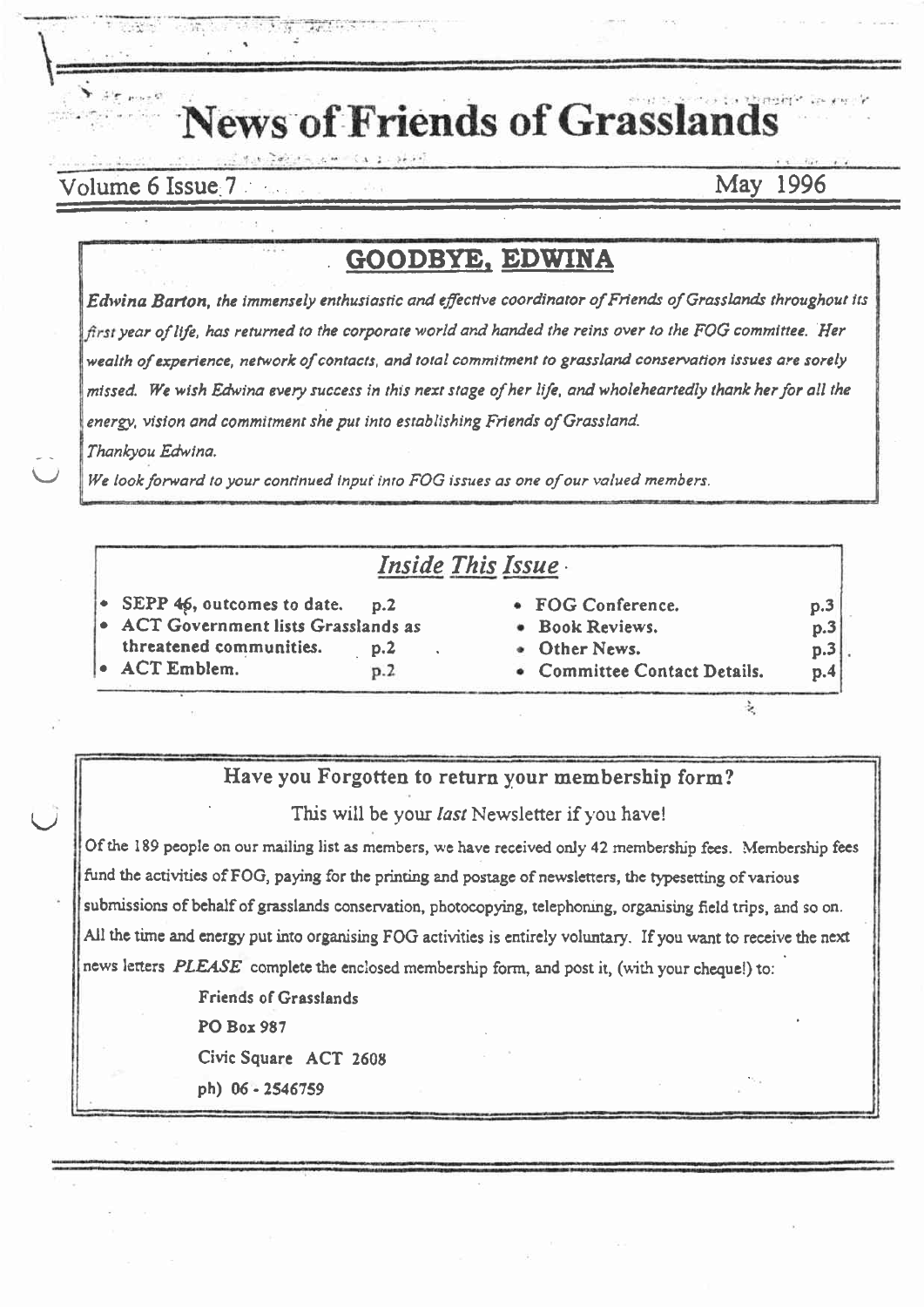# News of Friends of Grasslands

Volume 6 Issue 7 — May 1996

## GOODBYE, EDWINA

*Edwina Barton, the immensely enthusiastic and effective coordinator of Friends of Grasslands throughout its first year of life, has returned to the corporate world and handed the reins over to the FOG committee. Her wealth of experience, network of contacts, and total commitment to grassland conservation issues are sorely missed. We wish Edwina every success in this next stage of her life, and wholeheartedly thank her for all the energy, vision and commitment she put into establishing Friends of Grassland.*

*Thankyou Edwina.*

*We look forward to your continued input into FOG issues as one of our valued members.*

## *Inside This Issue*

- **SEPP 46, outcomes to date.** p.2
- **ACT Government lists Grasslands as threatened communities.** p.2
- **ACT Emblem.** p.2
- **FOG Conference.** p.3
- **Book Reviews.** p.3
- **Other News.** p.3
- **Committee Contact Details.** p.4

## Have you Forgotten to return your membership form?

This will be your *last* Newsletter if you have!

Of the 189 people on our mailing list as members, we have received only 42 membership fees. Membership fees fund the activities of FOG, paying for the printing and postage of newsletters, the typesetting of various submissions of behalf of grasslands conservation, photocopying, telephoning, organising field trips, and so on. All the time and energy put into organising FOG activities is entirely voluntary. If you want to receive the next news letters *PLEASE* complete the enclosed membership form, and post it, (with your cheque!) to:

**Friends of Grasslands**
**PO Box 987**
**Civic Square ACT 2608**
**ph) 06 - 2546759**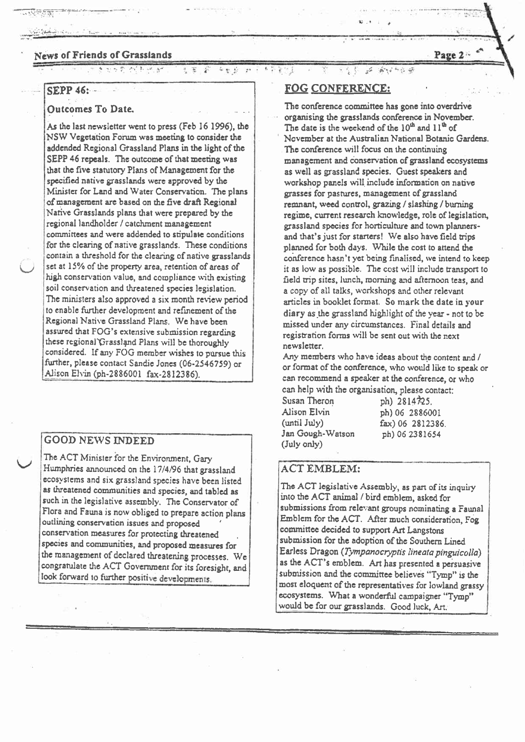## SEPP 46:

### Outcomes To Date.

As the last newsletter went to press (Feb 16 1996), the NSW Vegetation Forum was meeting to consider the addended Regional Grassland Plans in the light of the SEPP 46 repeals. The outcome of that meeting was that the five statutory Plans of Management for the specified native grasslands were approved by the Minister for Land and Water Conservation. The plans of management are based on the five draft Regional Native Grasslands plans that were prepared by the regional landholder / catchment management committees and were addended to stipulate conditions for the clearing of native grasslands. These conditions contain a threshold for the clearing of native grasslands set at 15% of the property area, retention of areas of high conservation value, and compliance with existing soil conservation and threatened species legislation. The ministers also approved a six month review period to enable further development and refinement of the Regional Native Grassland Plans. We have been assured that FOG's extensive submission regarding these regional Grassland Plans will be thoroughly considered. If any FOG member wishes to pursue this further, please contact Sandie Jones (06-2546759) or Alison Elvin (ph-2886001 fax-2812386).

## GOOD NEWS INDEED

The ACT Minister for the Environment, Gary Humphries announced on the 17/4/96 that grassland ecosystems and six grassland species have been listed as threatened communities and species, and tabled as such in the legislative assembly. The Conservator of Flora and Fauna is now obliged to prepare action plans outlining conservation issues and proposed conservation measures for protecting threatened species and communities, and proposed measures for the management of declared threatening processes. We congratulate the ACT Government for its foresight, and look forward to further positive developments.

## FOG CONFERENCE:

The conference committee has gone into overdrive organising the grasslands conference in November. The date is the weekend of the 10th and 11th of November at the Australian National Botanic Gardens. The conference will focus on the continuing management and conservation of grassland ecosystems as well as grassland species. Guest speakers and workshop panels will include information on native grasses for pastures, management of grassland remnant, weed control, grazing / slashing / burning regime, current research knowledge, role of legislation, grassland species for horticulture and town planners- and that's just for starters! We also have field trips planned for both days. While the cost to attend the conference hasn't yet being finalised, we intend to keep it as low as possible. The cost will include transport to field trip sites, lunch, morning and afternoon teas, and a copy of all talks, workshops and other relevant articles in booklet format. **So mark the date in your diary** as the grassland highlight of the year - not to be missed under any circumstances. Final details and registration forms will be sent out with the next newsletter.

Any members who have ideas about the content and / or format of the conference, who would like to speak or can recommend a speaker at the conference, or who can help with the organisation, please contact:

| | |
|---|---|
| Susan Theron | ph) 2814725. |
| Alison Elvin (until July) | ph) 06 2886001 fax) 06 2812386. |
| Jan Gough-Watson (July only) | ph) 06 2381654 |

## ACT EMBLEM:

The ACT legislative Assembly, as part of its inquiry into the ACT animal / bird emblem, asked for submissions from relevant groups nominating a Faunal Emblem for the ACT. After much consideration, Fog committee decided to support Art Langstons submission for the adoption of the Southern Lined Earless Dragon (*Tympanocryptis lineata pinguicolla*) as the ACT's emblem. Art has presented a persuasive submission and the committee believes "Tymp" is the most eloquent of the representatives for lowland grassy ecosystems. What a wonderful campaigner "Tymp" would be for our grasslands. Good luck, Art.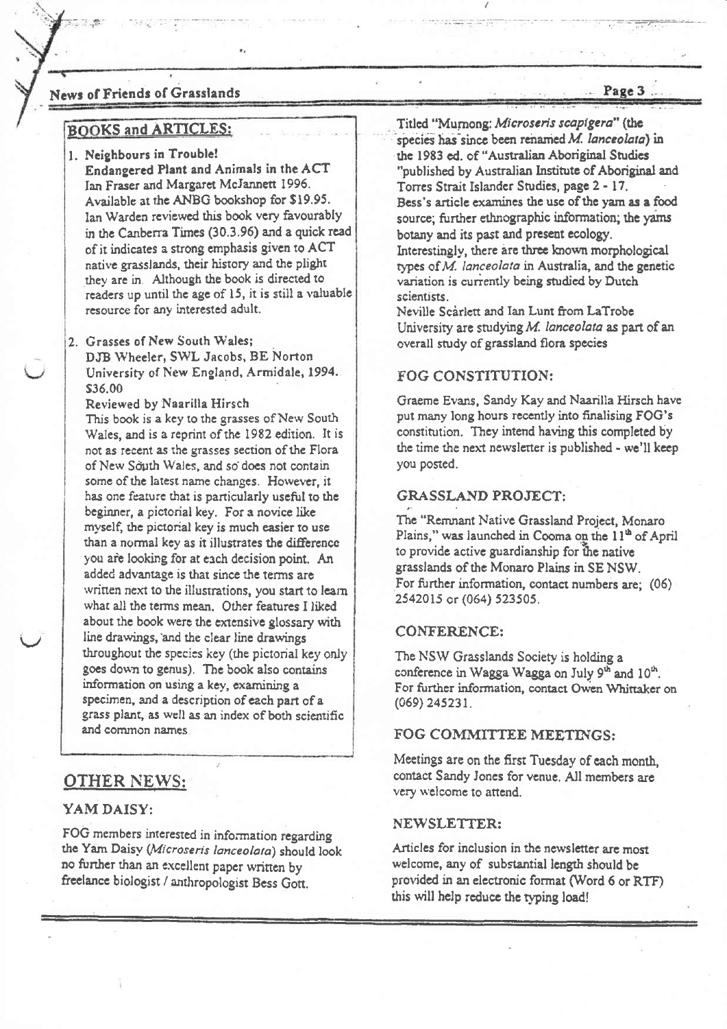## BOOKS and ARTICLES:

1. **Neighbours in Trouble! Endangered Plant and Animals in the ACT**
   Ian Fraser and Margaret McJannett 1996.
   Available at the ANBG bookshop for $19.95.
   Ian Warden reviewed this book very favourably in the Canberra Times (30.3.96) and a quick read of it indicates a strong emphasis given to ACT native grasslands, their history and the plight they are in. Although the book is directed to readers up until the age of 15, it is still a valuable resource for any interested adult.

2. **Grasses of New South Wales;**
   DJB Wheeler, SWL Jacobs, BE Norton
   University of New England, Armidale, 1994. $36.00
   Reviewed by Naarilla Hirsch
   This book is a key to the grasses of New South Wales, and is a reprint of the 1982 edition. It is not as recent as the grasses section of the Flora of New South Wales, and so does not contain some of the latest name changes. However, it has one feature that is particularly useful to the beginner, a pictorial key. For a novice like myself, the pictorial key is much easier to use than a normal key as it illustrates the difference you are looking for at each decision point. An added advantage is that since the terms are written next to the illustrations, you start to learn what all the terms mean. Other features I liked about the book were the extensive glossary with line drawings, and the clear line drawings throughout the species key (the pictorial key only goes down to genus). The book also contains information on using a key, examining a specimen, and a description of each part of a grass plant, as well as an index of both scientific and common names.

## OTHER NEWS:

### YAM DAISY:

FOG members interested in information regarding the Yam Daisy (*Microseris lanceolata*) should look no further than an excellent paper written by freelance biologist / anthropologist Bess Gott.

Titled "Murnong: *Microseris scapigera*" (the species has since been renamed *M. lanceolata*) in the 1983 ed. of "Australian Aboriginal Studies "published by Australian Institute of Aboriginal and Torres Strait Islander Studies, page 2 - 17.

Bess's article examines the use of the yam as a food source; further ethnographic information; the yams botany and its past and present ecology.

Interestingly, there are three known morphological types of *M. lanceolata* in Australia, and the genetic variation is currently being studied by Dutch scientists.

Neville Scarlett and Ian Lunt from LaTrobe University are studying *M. lanceolata* as part of an overall study of grassland flora species

### FOG CONSTITUTION:

Graeme Evans, Sandy Kay and Naarilla Hirsch have put many long hours recently into finalising FOG's constitution. They intend having this completed by the time the next newsletter is published - we'll keep you posted.

### GRASSLAND PROJECT:

The "Remnant Native Grassland Project, Monaro Plains," was launched in Cooma on the 11th of April to provide active guardianship for the native grasslands of the Monaro Plains in SE NSW.
For further information, contact numbers are; (06) 2542015 or (064) 523505.

### CONFERENCE:

The NSW Grasslands Society is holding a conference in Wagga Wagga on July 9th and 10th. For further information, contact Owen Whittaker on (069) 245231.

### FOG COMMITTEE MEETINGS:

Meetings are on the first Tuesday of each month, contact Sandy Jones for venue. All members are very welcome to attend.

### NEWSLETTER:

Articles for inclusion in the newsletter are most welcome, any of substantial length should be provided in an electronic format (Word 6 or RTF) this will help reduce the typing load!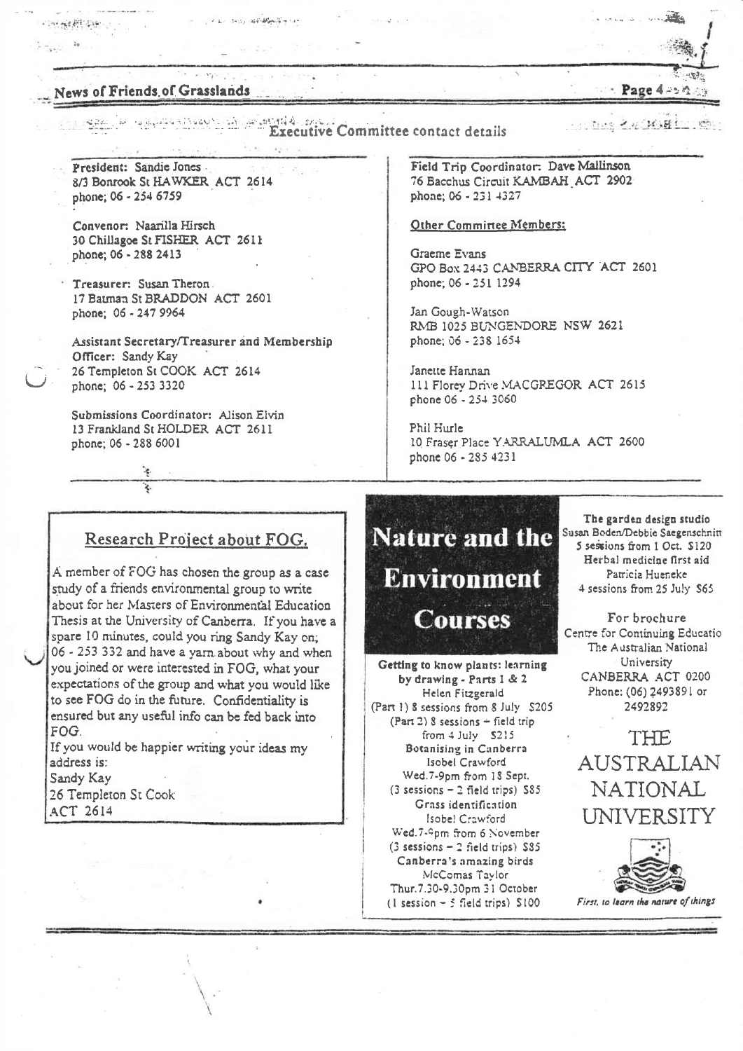## Executive Committee contact details

**President:** Sandie Jones
8/3 Bonrook St HAWKER ACT 2614
phone; 06 - 254 6759

**Convenor:** Naarilla Hirsch
30 Chillagoe St FISHER ACT 2611
phone; 06 - 288 2413

**Treasurer:** Susan Theron
17 Batman St BRADDON ACT 2601
phone; 06 - 247 9964

**Assistant Secretary/Treasurer and Membership Officer:** Sandy Kay
26 Templeton St COOK ACT 2614
phone; 06 - 253 3320

**Submissions Coordinator:** Alison Elvin
13 Frankland St HOLDER ACT 2611
phone; 06 - 288 6001

**Field Trip Coordinator:** Dave Mallinson
76 Bacchus Circuit KAMBAH ACT 2902
phone; 06 - 231 4327

**Other Committee Members:**

Graeme Evans
GPO Box 2443 CANBERRA CITY ACT 2601
phone; 06 - 251 1294

Jan Gough-Watson
RMB 1025 BUNGENDORE NSW 2621
phone; 06 - 238 1654

Janette Hannan
111 Florey Drive MACGREGOR ACT 2615
phone 06 - 254 3060

Phil Hurle
10 Fraser Place YARRALUMLA ACT 2600
phone 06 - 285 4231

## Research Project about FOG.

A member of FOG has chosen the group as a case study of a friends environmental group to write about for her Masters of Environmental Education Thesis at the University of Canberra. If you have a spare 10 minutes, could you ring Sandy Kay on; 06 - 253 332 and have a yarn about why and when you joined or were interested in FOG, what your expectations of the group and what you would like to see FOG do in the future. Confidentiality is ensured but any useful info can be fed back into FOG.

If you would be happier writing your ideas my address is:
Sandy Kay
26 Templeton St Cook
ACT 2614

## Nature and the Environment Courses

**Getting to know plants: learning by drawing - Parts 1 & 2**
Helen Fitzgerald
(Part 1) 8 sessions from 8 July $205
(Part 2) 8 sessions + field trip from 4 July $215

**Botanising in Canberra**
Isobel Crawford
Wed.7-9pm from 18 Sept.
(3 sessions + 2 field trips) $85

**Grass identification**
Isobel Crawford
Wed.7-9pm from 6 November
(3 sessions + 2 field trips) $85

**Canberra's amazing birds**
McComas Taylor
Thur.7.30-9.30pm 31 October
(1 session + 5 field trips) $100

**The garden design studio**
Susan Boden/Debbie Saegenschnitt
5 sessions from 1 Oct. $120

**Herbal medicine first aid**
Patricia Hueneke
4 sessions from 25 July $65

For brochure
Centre for Continuing Educatio
The Australian National University
CANBERRA ACT 0200
Phone: (06) 2493891 or 2492892

THE AUSTRALIAN NATIONAL UNIVERSITY

*First, to learn the nature of things*